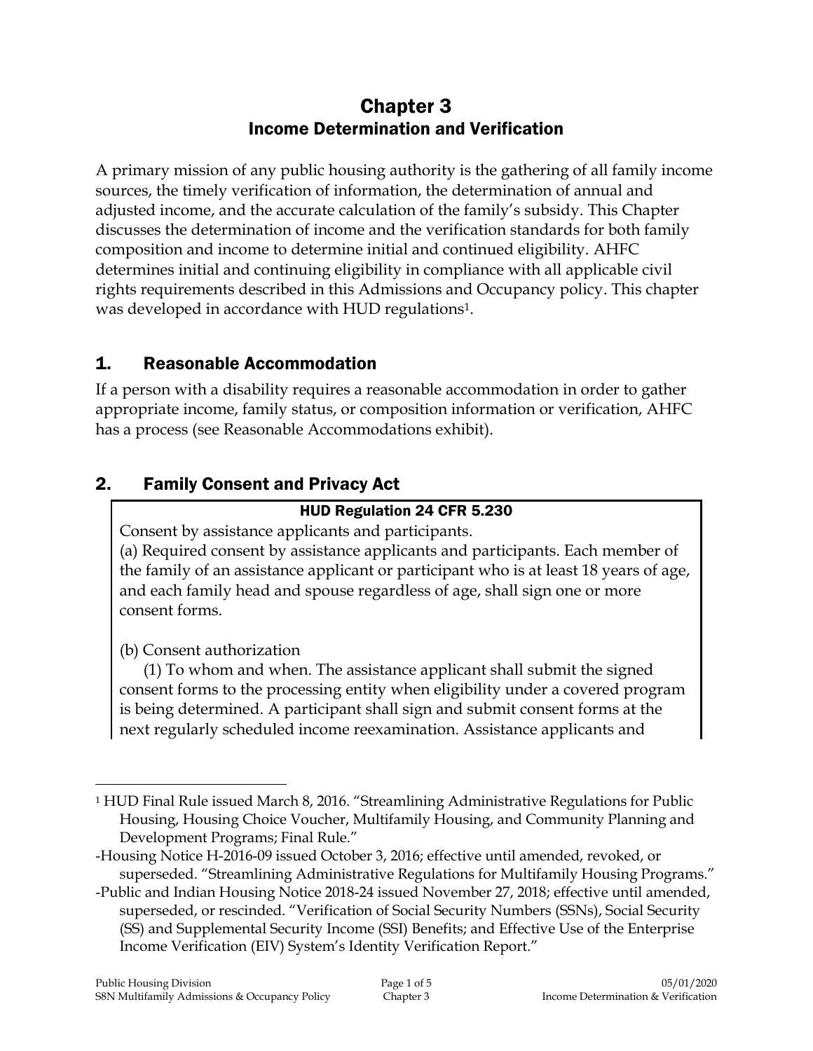# Chapter 3
## Income Determination and Verification

A primary mission of any public housing authority is the gathering of all family income sources, the timely verification of information, the determination of annual and adjusted income, and the accurate calculation of the family's subsidy. This Chapter discusses the determination of income and the verification standards for both family composition and income to determine initial and continued eligibility. AHFC determines initial and continuing eligibility in compliance with all applicable civil rights requirements described in this Admissions and Occupancy policy. This chapter was developed in accordance with HUD regulations[1].

## 1. Reasonable Accommodation

If a person with a disability requires a reasonable accommodation in order to gather appropriate income, family status, or composition information or verification, AHFC has a process (see Reasonable Accommodations exhibit).

## 2. Family Consent and Privacy Act

**HUD Regulation 24 CFR 5.230**

Consent by assistance applicants and participants.

(a) Required consent by assistance applicants and participants. Each member of the family of an assistance applicant or participant who is at least 18 years of age, and each family head and spouse regardless of age, shall sign one or more consent forms.

(b) Consent authorization

(1) To whom and when. The assistance applicant shall submit the signed consent forms to the processing entity when eligibility under a covered program is being determined. A participant shall sign and submit consent forms at the next regularly scheduled income reexamination. Assistance applicants and

---

[1] HUD Final Rule issued March 8, 2016. "Streamlining Administrative Regulations for Public Housing, Housing Choice Voucher, Multifamily Housing, and Community Planning and Development Programs; Final Rule."

-Housing Notice H-2016-09 issued October 3, 2016; effective until amended, revoked, or superseded. "Streamlining Administrative Regulations for Multifamily Housing Programs."

-Public and Indian Housing Notice 2018-24 issued November 27, 2018; effective until amended, superseded, or rescinded. "Verification of Social Security Numbers (SSNs), Social Security (SS) and Supplemental Security Income (SSI) Benefits; and Effective Use of the Enterprise Income Verification (EIV) System's Identity Verification Report."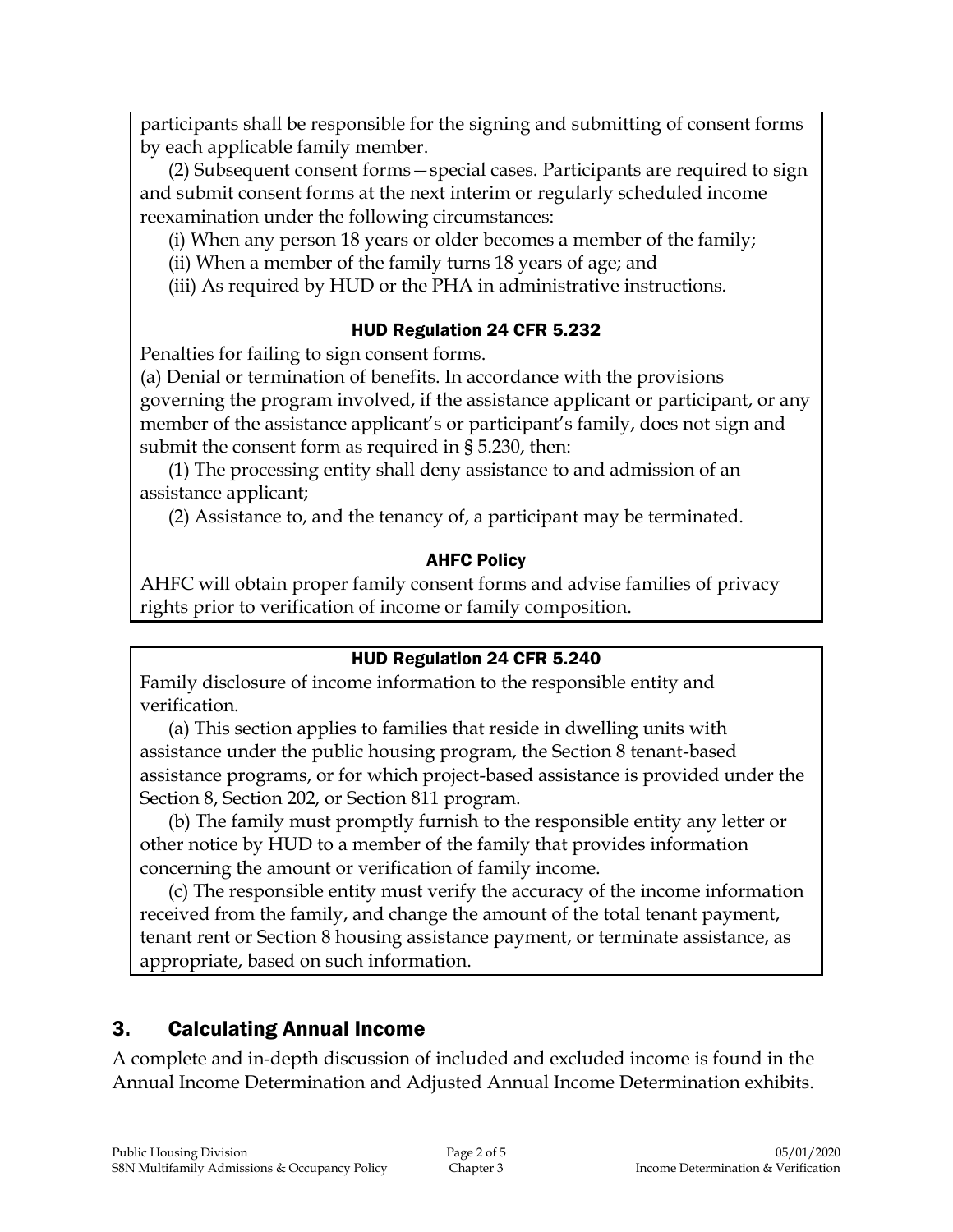participants shall be responsible for the signing and submitting of consent forms by each applicable family member.

(2) Subsequent consent forms—special cases. Participants are required to sign and submit consent forms at the next interim or regularly scheduled income reexamination under the following circumstances:

(i) When any person 18 years or older becomes a member of the family;

(ii) When a member of the family turns 18 years of age; and

(iii) As required by HUD or the PHA in administrative instructions.

#### HUD Regulation 24 CFR 5.232

Penalties for failing to sign consent forms.

(a) Denial or termination of benefits. In accordance with the provisions governing the program involved, if the assistance applicant or participant, or any member of the assistance applicant's or participant's family, does not sign and submit the consent form as required in § 5.230, then:

(1) The processing entity shall deny assistance to and admission of an assistance applicant;

(2) Assistance to, and the tenancy of, a participant may be terminated.

#### AHFC Policy

AHFC will obtain proper family consent forms and advise families of privacy rights prior to verification of income or family composition.

#### HUD Regulation 24 CFR 5.240

Family disclosure of income information to the responsible entity and verification.

(a) This section applies to families that reside in dwelling units with assistance under the public housing program, the Section 8 tenant-based assistance programs, or for which project-based assistance is provided under the Section 8, Section 202, or Section 811 program.

(b) The family must promptly furnish to the responsible entity any letter or other notice by HUD to a member of the family that provides information concerning the amount or verification of family income.

(c) The responsible entity must verify the accuracy of the income information received from the family, and change the amount of the total tenant payment, tenant rent or Section 8 housing assistance payment, or terminate assistance, as appropriate, based on such information.

## 3. Calculating Annual Income

A complete and in-depth discussion of included and excluded income is found in the Annual Income Determination and Adjusted Annual Income Determination exhibits.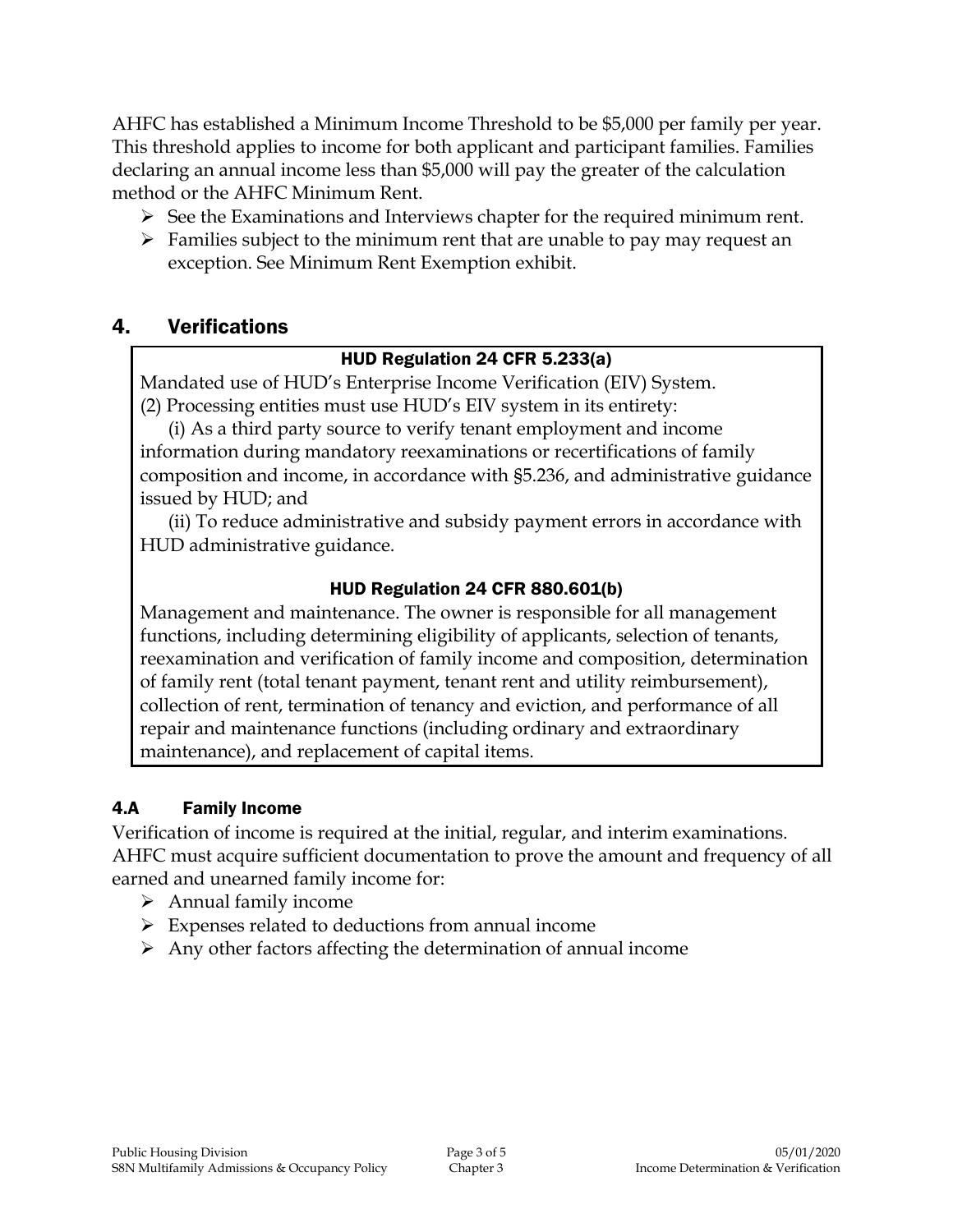AHFC has established a Minimum Income Threshold to be $5,000 per family per year. This threshold applies to income for both applicant and participant families. Families declaring an annual income less than $5,000 will pay the greater of the calculation method or the AHFC Minimum Rent.

- See the Examinations and Interviews chapter for the required minimum rent.
- Families subject to the minimum rent that are unable to pay may request an exception. See Minimum Rent Exemption exhibit.

## 4. Verifications

**HUD Regulation 24 CFR 5.233(a)**

Mandated use of HUD's Enterprise Income Verification (EIV) System.

(2) Processing entities must use HUD's EIV system in its entirety:

(i) As a third party source to verify tenant employment and income information during mandatory reexaminations or recertifications of family composition and income, in accordance with §5.236, and administrative guidance issued by HUD; and

(ii) To reduce administrative and subsidy payment errors in accordance with HUD administrative guidance.

**HUD Regulation 24 CFR 880.601(b)**

Management and maintenance. The owner is responsible for all management functions, including determining eligibility of applicants, selection of tenants, reexamination and verification of family income and composition, determination of family rent (total tenant payment, tenant rent and utility reimbursement), collection of rent, termination of tenancy and eviction, and performance of all repair and maintenance functions (including ordinary and extraordinary maintenance), and replacement of capital items.

### 4.A Family Income

Verification of income is required at the initial, regular, and interim examinations. AHFC must acquire sufficient documentation to prove the amount and frequency of all earned and unearned family income for:

- Annual family income
- Expenses related to deductions from annual income
- Any other factors affecting the determination of annual income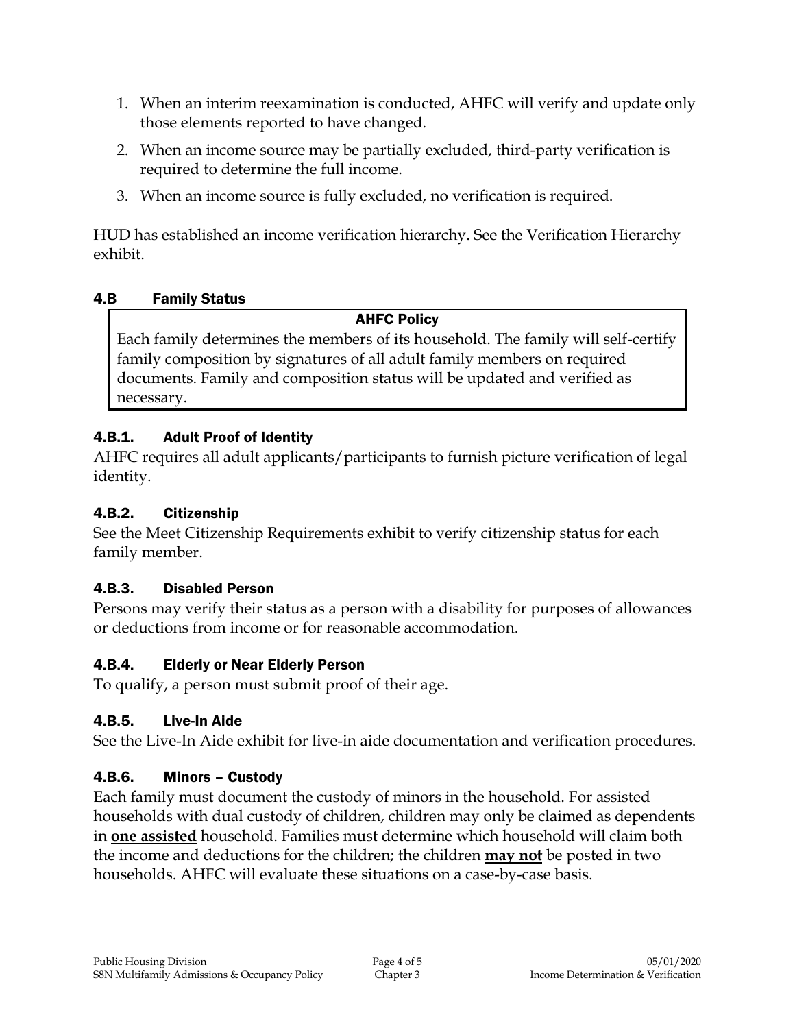1. When an interim reexamination is conducted, AHFC will verify and update only those elements reported to have changed.
2. When an income source may be partially excluded, third-party verification is required to determine the full income.
3. When an income source is fully excluded, no verification is required.

HUD has established an income verification hierarchy. See the Verification Hierarchy exhibit.

### 4.B Family Status

> **AHFC Policy**
>
> Each family determines the members of its household. The family will self-certify family composition by signatures of all adult family members on required documents. Family and composition status will be updated and verified as necessary.

#### 4.B.1. Adult Proof of Identity

AHFC requires all adult applicants/participants to furnish picture verification of legal identity.

#### 4.B.2. Citizenship

See the Meet Citizenship Requirements exhibit to verify citizenship status for each family member.

#### 4.B.3. Disabled Person

Persons may verify their status as a person with a disability for purposes of allowances or deductions from income or for reasonable accommodation.

#### 4.B.4. Elderly or Near Elderly Person

To qualify, a person must submit proof of their age.

#### 4.B.5. Live-In Aide

See the Live-In Aide exhibit for live-in aide documentation and verification procedures.

#### 4.B.6. Minors – Custody

Each family must document the custody of minors in the household. For assisted households with dual custody of children, children may only be claimed as dependents in **one assisted** household. Families must determine which household will claim both the income and deductions for the children; the children **may not** be posted in two households. AHFC will evaluate these situations on a case-by-case basis.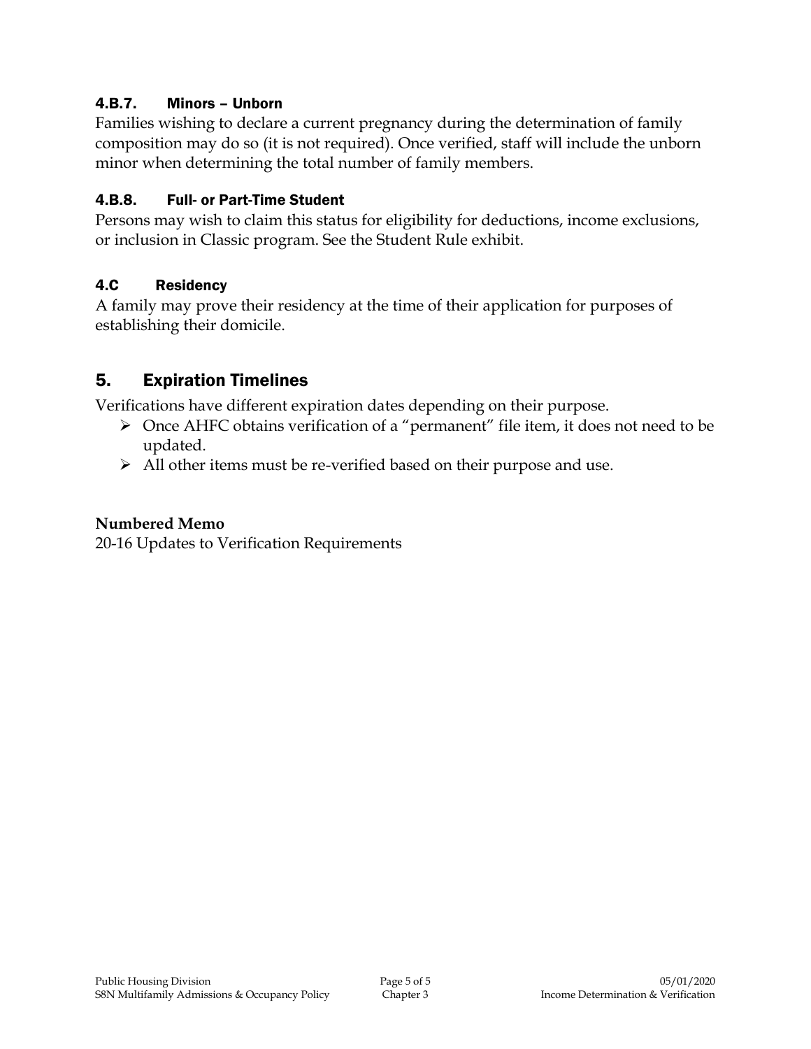#### 4.B.7. Minors – Unborn

Families wishing to declare a current pregnancy during the determination of family composition may do so (it is not required). Once verified, staff will include the unborn minor when determining the total number of family members.

#### 4.B.8. Full- or Part-Time Student

Persons may wish to claim this status for eligibility for deductions, income exclusions, or inclusion in Classic program. See the Student Rule exhibit.

### 4.C Residency

A family may prove their residency at the time of their application for purposes of establishing their domicile.

## 5. Expiration Timelines

Verifications have different expiration dates depending on their purpose.

- Once AHFC obtains verification of a "permanent" file item, it does not need to be updated.
- All other items must be re-verified based on their purpose and use.

**Numbered Memo**

20-16 Updates to Verification Requirements